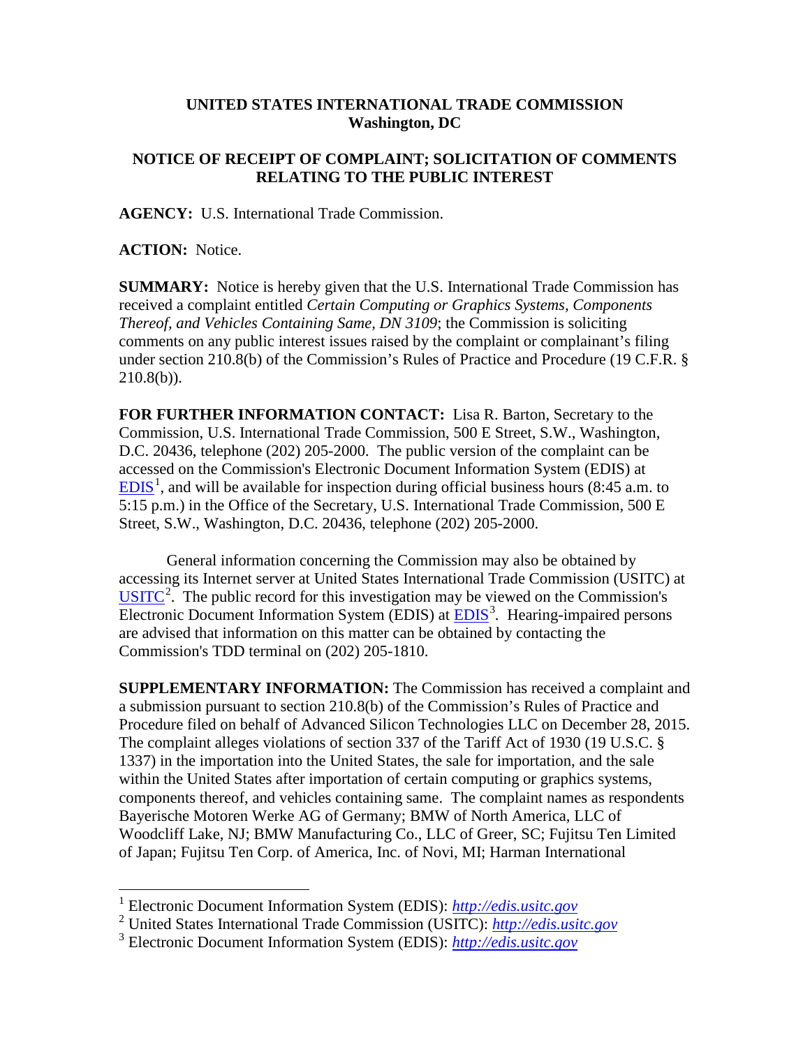**UNITED STATES INTERNATIONAL TRADE COMMISSION**
**Washington, DC**

**NOTICE OF RECEIPT OF COMPLAINT; SOLICITATION OF COMMENTS RELATING TO THE PUBLIC INTEREST**

**AGENCY:** U.S. International Trade Commission.

**ACTION:** Notice.

**SUMMARY:** Notice is hereby given that the U.S. International Trade Commission has received a complaint entitled *Certain Computing or Graphics Systems, Components Thereof, and Vehicles Containing Same, DN 3109*; the Commission is soliciting comments on any public interest issues raised by the complaint or complainant's filing under section 210.8(b) of the Commission's Rules of Practice and Procedure (19 C.F.R. § 210.8(b)).

**FOR FURTHER INFORMATION CONTACT:** Lisa R. Barton, Secretary to the Commission, U.S. International Trade Commission, 500 E Street, S.W., Washington, D.C. 20436, telephone (202) 205-2000. The public version of the complaint can be accessed on the Commission's Electronic Document Information System (EDIS) at EDIS[1], and will be available for inspection during official business hours (8:45 a.m. to 5:15 p.m.) in the Office of the Secretary, U.S. International Trade Commission, 500 E Street, S.W., Washington, D.C. 20436, telephone (202) 205-2000.

General information concerning the Commission may also be obtained by accessing its Internet server at United States International Trade Commission (USITC) at USITC[2]. The public record for this investigation may be viewed on the Commission's Electronic Document Information System (EDIS) at EDIS[3]. Hearing-impaired persons are advised that information on this matter can be obtained by contacting the Commission's TDD terminal on (202) 205-1810.

**SUPPLEMENTARY INFORMATION:** The Commission has received a complaint and a submission pursuant to section 210.8(b) of the Commission's Rules of Practice and Procedure filed on behalf of Advanced Silicon Technologies LLC on December 28, 2015. The complaint alleges violations of section 337 of the Tariff Act of 1930 (19 U.S.C. § 1337) in the importation into the United States, the sale for importation, and the sale within the United States after importation of certain computing or graphics systems, components thereof, and vehicles containing same. The complaint names as respondents Bayerische Motoren Werke AG of Germany; BMW of North America, LLC of Woodcliff Lake, NJ; BMW Manufacturing Co., LLC of Greer, SC; Fujitsu Ten Limited of Japan; Fujitsu Ten Corp. of America, Inc. of Novi, MI; Harman International

---

[1] Electronic Document Information System (EDIS): *http://edis.usitc.gov*

[2] United States International Trade Commission (USITC): *http://edis.usitc.gov*

[3] Electronic Document Information System (EDIS): *http://edis.usitc.gov*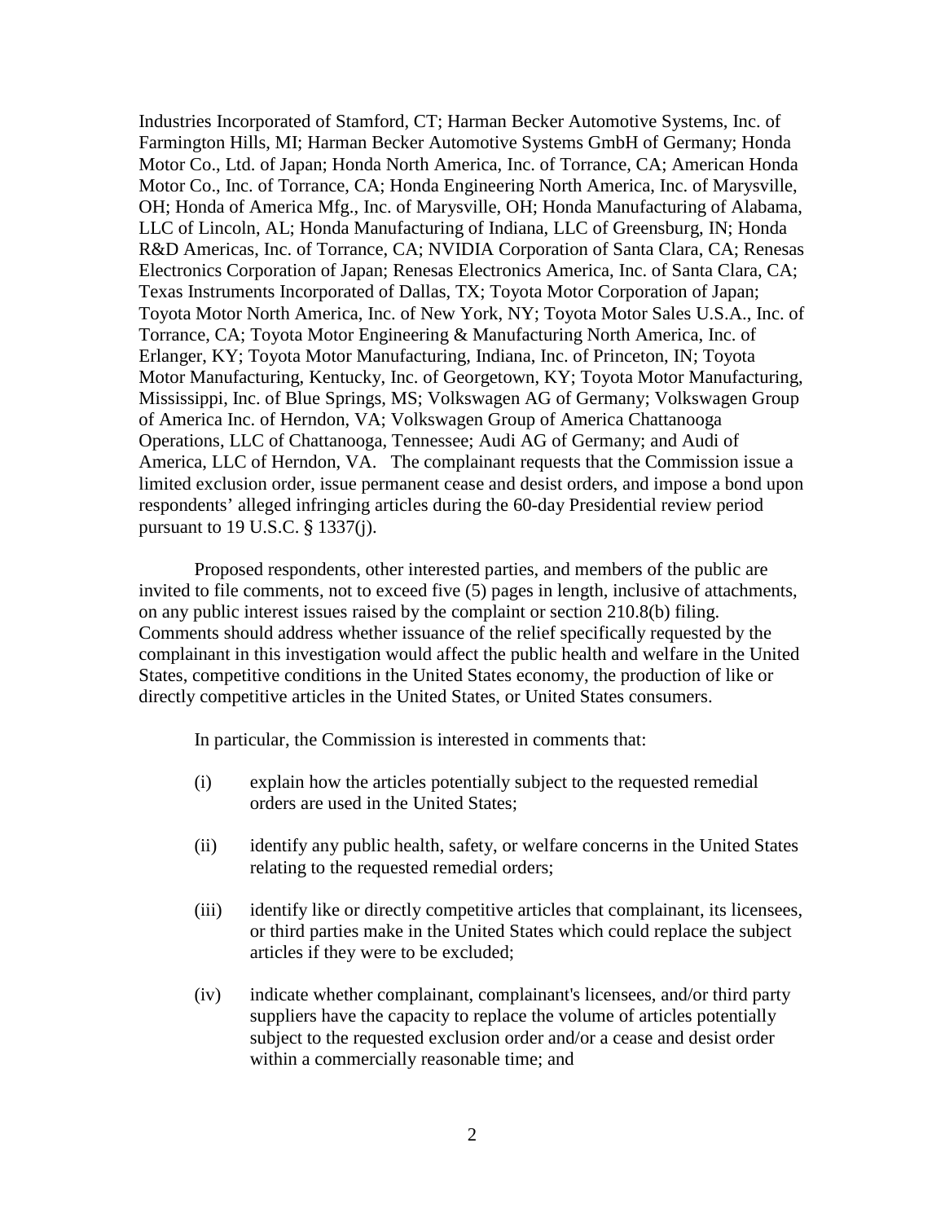Industries Incorporated of Stamford, CT; Harman Becker Automotive Systems, Inc. of Farmington Hills, MI; Harman Becker Automotive Systems GmbH of Germany; Honda Motor Co., Ltd. of Japan; Honda North America, Inc. of Torrance, CA; American Honda Motor Co., Inc. of Torrance, CA; Honda Engineering North America, Inc. of Marysville, OH; Honda of America Mfg., Inc. of Marysville, OH; Honda Manufacturing of Alabama, LLC of Lincoln, AL; Honda Manufacturing of Indiana, LLC of Greensburg, IN; Honda R&D Americas, Inc. of Torrance, CA; NVIDIA Corporation of Santa Clara, CA; Renesas Electronics Corporation of Japan; Renesas Electronics America, Inc. of Santa Clara, CA; Texas Instruments Incorporated of Dallas, TX; Toyota Motor Corporation of Japan; Toyota Motor North America, Inc. of New York, NY; Toyota Motor Sales U.S.A., Inc. of Torrance, CA; Toyota Motor Engineering & Manufacturing North America, Inc. of Erlanger, KY; Toyota Motor Manufacturing, Indiana, Inc. of Princeton, IN; Toyota Motor Manufacturing, Kentucky, Inc. of Georgetown, KY; Toyota Motor Manufacturing, Mississippi, Inc. of Blue Springs, MS; Volkswagen AG of Germany; Volkswagen Group of America Inc. of Herndon, VA; Volkswagen Group of America Chattanooga Operations, LLC of Chattanooga, Tennessee; Audi AG of Germany; and Audi of America, LLC of Herndon, VA. The complainant requests that the Commission issue a limited exclusion order, issue permanent cease and desist orders, and impose a bond upon respondents' alleged infringing articles during the 60-day Presidential review period pursuant to 19 U.S.C. § 1337(j).

Proposed respondents, other interested parties, and members of the public are invited to file comments, not to exceed five (5) pages in length, inclusive of attachments, on any public interest issues raised by the complaint or section 210.8(b) filing. Comments should address whether issuance of the relief specifically requested by the complainant in this investigation would affect the public health and welfare in the United States, competitive conditions in the United States economy, the production of like or directly competitive articles in the United States, or United States consumers.

In particular, the Commission is interested in comments that:

(i) explain how the articles potentially subject to the requested remedial orders are used in the United States;

(ii) identify any public health, safety, or welfare concerns in the United States relating to the requested remedial orders;

(iii) identify like or directly competitive articles that complainant, its licensees, or third parties make in the United States which could replace the subject articles if they were to be excluded;

(iv) indicate whether complainant, complainant's licensees, and/or third party suppliers have the capacity to replace the volume of articles potentially subject to the requested exclusion order and/or a cease and desist order within a commercially reasonable time; and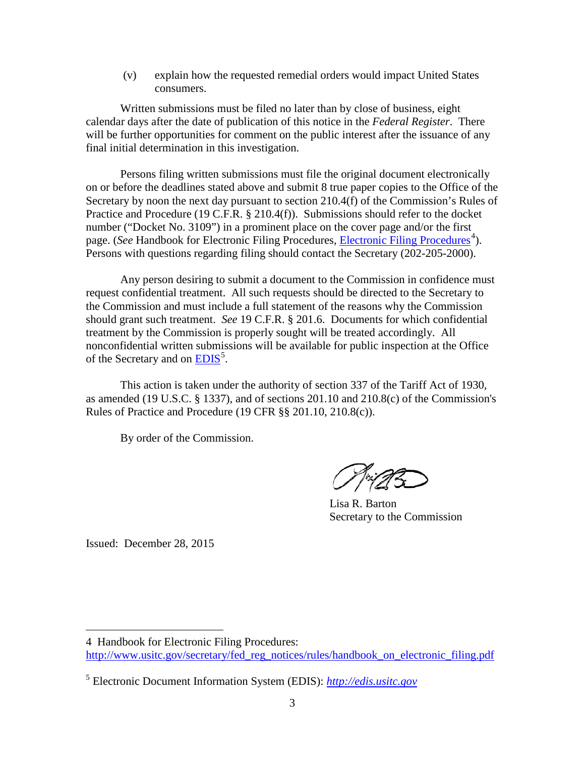(v) explain how the requested remedial orders would impact United States consumers.

Written submissions must be filed no later than by close of business, eight calendar days after the date of publication of this notice in the *Federal Register*. There will be further opportunities for comment on the public interest after the issuance of any final initial determination in this investigation.

Persons filing written submissions must file the original document electronically on or before the deadlines stated above and submit 8 true paper copies to the Office of the Secretary by noon the next day pursuant to section 210.4(f) of the Commission's Rules of Practice and Procedure (19 C.F.R. § 210.4(f)). Submissions should refer to the docket number ("Docket No. 3109") in a prominent place on the cover page and/or the first page. (*See* Handbook for Electronic Filing Procedures, Electronic Filing Procedures[4]). Persons with questions regarding filing should contact the Secretary (202-205-2000).

Any person desiring to submit a document to the Commission in confidence must request confidential treatment. All such requests should be directed to the Secretary to the Commission and must include a full statement of the reasons why the Commission should grant such treatment. *See* 19 C.F.R. § 201.6. Documents for which confidential treatment by the Commission is properly sought will be treated accordingly. All nonconfidential written submissions will be available for public inspection at the Office of the Secretary and on EDIS[5].

This action is taken under the authority of section 337 of the Tariff Act of 1930, as amended (19 U.S.C. § 1337), and of sections 201.10 and 210.8(c) of the Commission's Rules of Practice and Procedure (19 CFR §§ 201.10, 210.8(c)).

By order of the Commission.

Lisa R. Barton
Secretary to the Commission

Issued: December 28, 2015

---

4 Handbook for Electronic Filing Procedures: http://www.usitc.gov/secretary/fed_reg_notices/rules/handbook_on_electronic_filing.pdf

5 Electronic Document Information System (EDIS): *http://edis.usitc.gov*